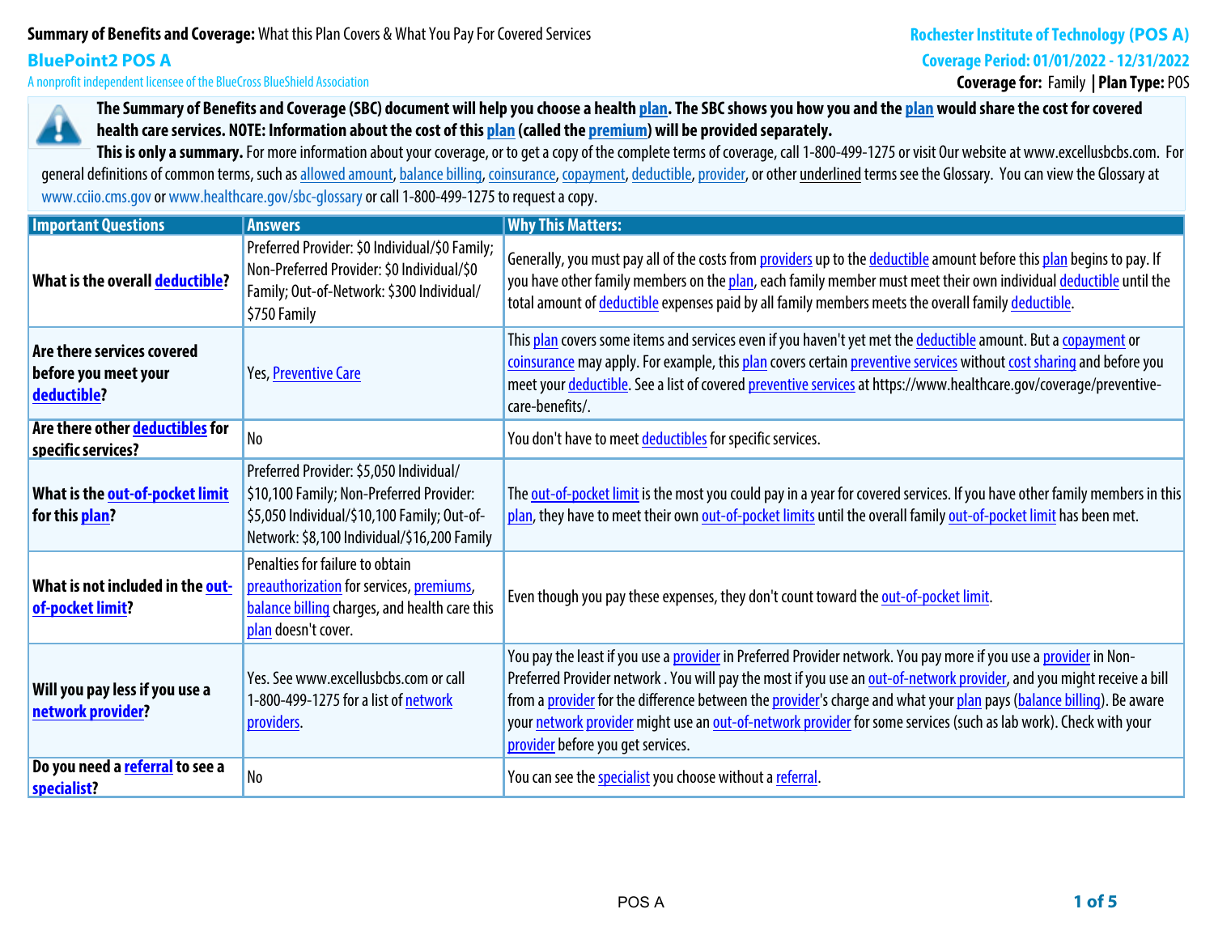**Summary of Benefits and Coverage:** What this Plan Covers & What You Pay For Covered Services

**BluePoint2 POS A**

A nonprofit independent licensee of the BlueCross BlueShield Association

**Rochester Institute of Technology (POS A)**

**Coverage Period: 01/01/2022 - 12/31/2022**

**Coverage for:** Family | **Plan Type:** POS

**The Summary of Benefits and Coverage (SBC) document will help you choose a health plan. The SBC shows you how you and the plan would share the cost for covered health care services. NOTE: Information about the cost of this plan (called the premium) will be provided separately.**

**This is only a summary.** For more information about your coverage, or to get a copy of the complete terms of coverage, call 1-800-499-1275 or visit Our website at www.excellusbcbs.com. For general definitions of common terms, such as allowed amount, balance billing, coinsurance, copayment, deductible, provider, or other underlined terms see the Glossary. You can view the Glossary at www.cciio.cms.gov or www.healthcare.gov/sbc-glossary or call 1-800-499-1275 to request a copy.

| Important Questions | Answers | Why This Matters: |
|---|---|---|
| **What is the overall deductible?** | Preferred Provider: $0 Individual/$0 Family; Non-Preferred Provider: $0 Individual/$0 Family; Out-of-Network: $300 Individual/ $750 Family | Generally, you must pay all of the costs from providers up to the deductible amount before this plan begins to pay. If you have other family members on the plan, each family member must meet their own individual deductible until the total amount of deductible expenses paid by all family members meets the overall family deductible. |
| **Are there services covered before you meet your deductible?** | Yes, Preventive Care | This plan covers some items and services even if you haven't yet met the deductible amount. But a copayment or coinsurance may apply. For example, this plan covers certain preventive services without cost sharing and before you meet your deductible. See a list of covered preventive services at https://www.healthcare.gov/coverage/preventive-care-benefits/. |
| **Are there other deductibles for specific services?** | No | You don't have to meet deductibles for specific services. |
| **What is the out-of-pocket limit for this plan?** | Preferred Provider: $5,050 Individual/ $10,100 Family; Non-Preferred Provider: $5,050 Individual/$10,100 Family; Out-of-Network: $8,100 Individual/$16,200 Family | The out-of-pocket limit is the most you could pay in a year for covered services. If you have other family members in this plan, they have to meet their own out-of-pocket limits until the overall family out-of-pocket limit has been met. |
| **What is not included in the out-of-pocket limit?** | Penalties for failure to obtain preauthorization for services, premiums, balance billing charges, and health care this plan doesn't cover. | Even though you pay these expenses, they don't count toward the out-of-pocket limit. |
| **Will you pay less if you use a network provider?** | Yes. See www.excellusbcbs.com or call 1-800-499-1275 for a list of network providers. | You pay the least if you use a provider in Preferred Provider network. You pay more if you use a provider in Non-Preferred Provider network . You will pay the most if you use an out-of-network provider, and you might receive a bill from a provider for the difference between the provider's charge and what your plan pays (balance billing). Be aware your network provider might use an out-of-network provider for some services (such as lab work). Check with your provider before you get services. |
| **Do you need a referral to see a specialist?** | No | You can see the specialist you choose without a referral. |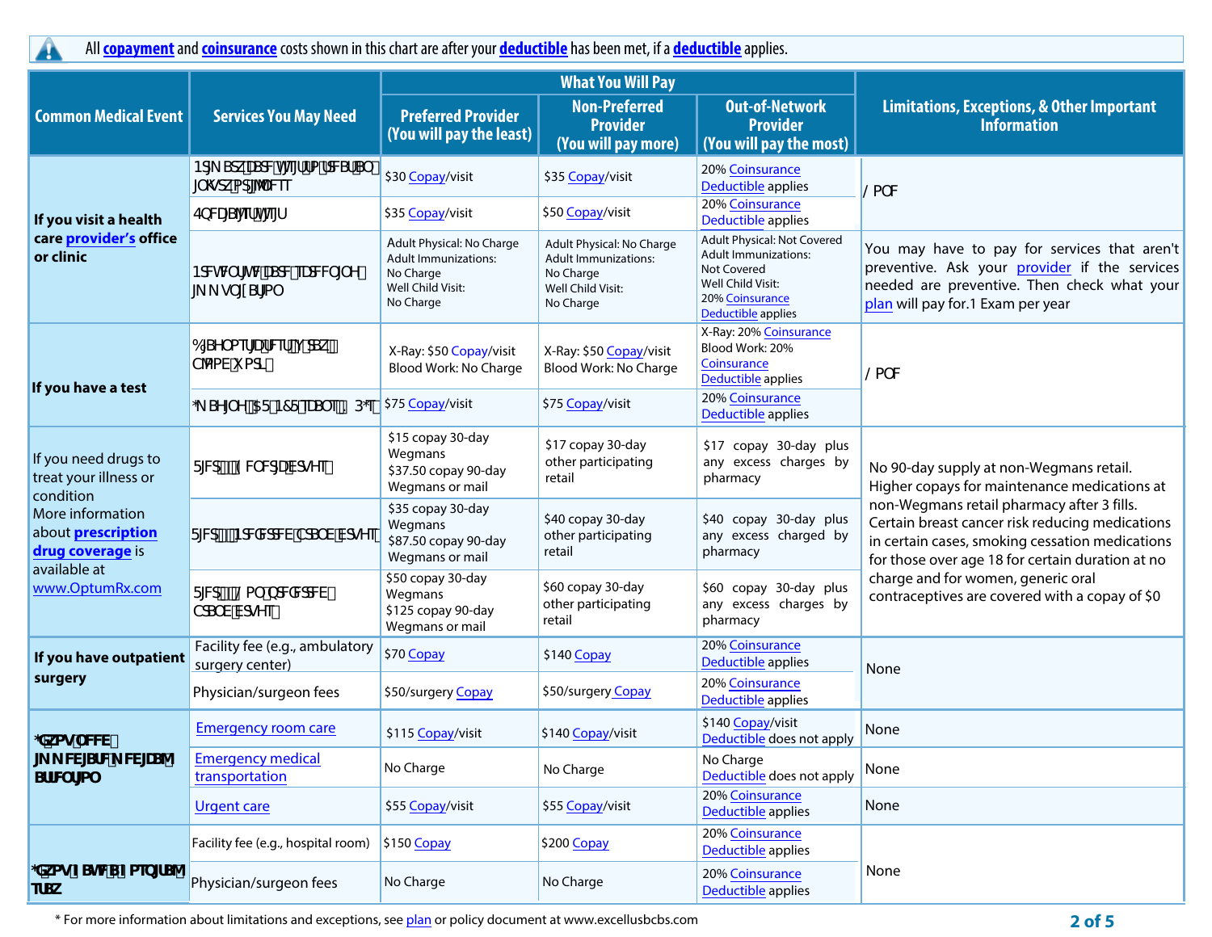All **copayment** and **coinsurance** costs shown in this chart are after your **deductible** has been met, if a **deductible** applies.

| Common Medical Event | Services You May Need | What You Will Pay | | | Limitations, Exceptions, & Other Important Information |
|---|---|---|---|---|---|
| | | Preferred Provider (You will pay the least) | Non-Preferred Provider (You will pay more) | Out-of-Network Provider (You will pay the most) | |
| If you visit a health care provider's office or clinic | Primary care visit to treat an injury or illness | $30 Copay/visit | $35 Copay/visit | 20% Coinsurance Deductible applies | None |
| | Specialist visit | $35 Copay/visit | $50 Copay/visit | 20% Coinsurance Deductible applies | |
| | Preventive care/screening/immunization | Adult Physical: No Charge Adult Immunizations: No Charge Well Child Visit: No Charge | Adult Physical: No Charge Adult Immunizations: No Charge Well Child Visit: No Charge | Adult Physical: Not Covered Adult Immunizations: Not Covered Well Child Visit: 20% Coinsurance Deductible applies | You may have to pay for services that aren't preventive. Ask your provider if the services needed are preventive. Then check what your plan will pay for.1 Exam per year |
| If you have a test | Diagnostic test (x-ray, blood work) | X-Ray: $50 Copay/visit Blood Work: No Charge | X-Ray: $50 Copay/visit Blood Work: No Charge | X-Ray: 20% Coinsurance Blood Work: 20% Coinsurance Deductible applies | None |
| | Imaging (CT/PET scans, MRIs) | $75 Copay/visit | $75 Copay/visit | 20% Coinsurance Deductible applies | |
| If you need drugs to treat your illness or condition More information about prescription drug coverage is available at www.OptumRx.com | Tier 1 (Generic drugs) | $15 copay 30-day Wegmans $37.50 copay 90-day Wegmans or mail | $17 copay 30-day other participating retail | $17 copay 30-day plus any excess charges by pharmacy | No 90-day supply at non-Wegmans retail. Higher copays for maintenance medications at non-Wegmans retail pharmacy after 3 fills. Certain breast cancer risk reducing medications in certain cases, smoking cessation medications for those over age 18 for certain duration at no charge and for women, generic oral contraceptives are covered with a copay of $0 |
| | Tier 2 (Preferred brand drugs) | $35 copay 30-day Wegmans $87.50 copay 90-day Wegmans or mail | $40 copay 30-day other participating retail | $40 copay 30-day plus any excess charged by pharmacy | |
| | Tier 3 (Non-preferred brand drugs) | $50 copay 30-day Wegmans $125 copay 90-day Wegmans or mail | $60 copay 30-day other participating retail | $60 copay 30-day plus any excess charges by pharmacy | |
| If you have outpatient surgery | Facility fee (e.g., ambulatory surgery center) | $70 Copay | $140 Copay | 20% Coinsurance Deductible applies | None |
| | Physician/surgeon fees | $50/surgery Copay | $50/surgery Copay | 20% Coinsurance Deductible applies | |
| If you need immediate medical attention | Emergency room care | $115 Copay/visit | $140 Copay/visit | $140 Copay/visit Deductible does not apply | None |
| | Emergency medical transportation | No Charge | No Charge | No Charge Deductible does not apply | None |
| | Urgent care | $55 Copay/visit | $55 Copay/visit | 20% Coinsurance Deductible applies | None |
| If you have a hospital stay | Facility fee (e.g., hospital room) | $150 Copay | $200 Copay | 20% Coinsurance Deductible applies | None |
| | Physician/surgeon fees | No Charge | No Charge | 20% Coinsurance Deductible applies | |

* For more information about limitations and exceptions, see plan or policy document at www.excellusbcbs.com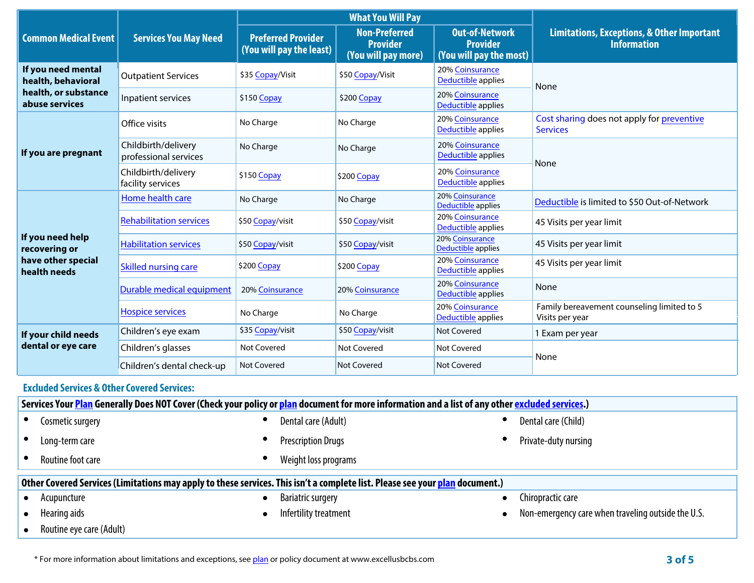| Common Medical Event | Services You May Need | What You Will Pay | | | Limitations, Exceptions, & Other Important Information |
|---|---|---|---|---|---|
| | | Preferred Provider (You will pay the least) | Non-Preferred Provider (You will pay more) | Out-of-Network Provider (You will pay the most) | |
| If you need mental health, behavioral health, or substance abuse services | Outpatient Services | $35 Copay/Visit | $50 Copay/Visit | 20% Coinsurance Deductible applies | None |
| | Inpatient services | $150 Copay | $200 Copay | 20% Coinsurance Deductible applies | |
| If you are pregnant | Office visits | No Charge | No Charge | 20% Coinsurance Deductible applies | Cost sharing does not apply for preventive Services |
| | Childbirth/delivery professional services | No Charge | No Charge | 20% Coinsurance Deductible applies | None |
| | Childbirth/delivery facility services | $150 Copay | $200 Copay | 20% Coinsurance Deductible applies | |
| If you need help recovering or have other special health needs | Home health care | No Charge | No Charge | 20% Coinsurance Deductible applies | Deductible is limited to $50 Out-of-Network |
| | Rehabilitation services | $50 Copay/visit | $50 Copay/visit | 20% Coinsurance Deductible applies | 45 Visits per year limit |
| | Habilitation services | $50 Copay/visit | $50 Copay/visit | 20% Coinsurance Deductible applies | 45 Visits per year limit |
| | Skilled nursing care | $200 Copay | $200 Copay | 20% Coinsurance Deductible applies | 45 Visits per year limit |
| | Durable medical equipment | 20% Coinsurance | 20% Coinsurance | 20% Coinsurance Deductible applies | None |
| | Hospice services | No Charge | No Charge | 20% Coinsurance Deductible applies | Family bereavement counseling limited to 5 Visits per year |
| If your child needs dental or eye care | Children's eye exam | $35 Copay/visit | $50 Copay/visit | Not Covered | 1 Exam per year |
| | Children's glasses | Not Covered | Not Covered | Not Covered | None |
| | Children's dental check-up | Not Covered | Not Covered | Not Covered | |

## Excluded Services & Other Covered Services:

**Services Your Plan Generally Does NOT Cover (Check your policy or plan document for more information and a list of any other excluded services.)**

- Cosmetic surgery
- Long-term care
- Routine foot care
- Dental care (Adult)
- Prescription Drugs
- Weight loss programs
- Dental care (Child)
- Private-duty nursing

**Other Covered Services (Limitations may apply to these services. This isn't a complete list. Please see your plan document.)**

- Acupuncture
- Hearing aids
- Routine eye care (Adult)
- Bariatric surgery
- Infertility treatment
- Chiropractic care
- Non-emergency care when traveling outside the U.S.

\* For more information about limitations and exceptions, see plan or policy document at www.excellusbcbs.com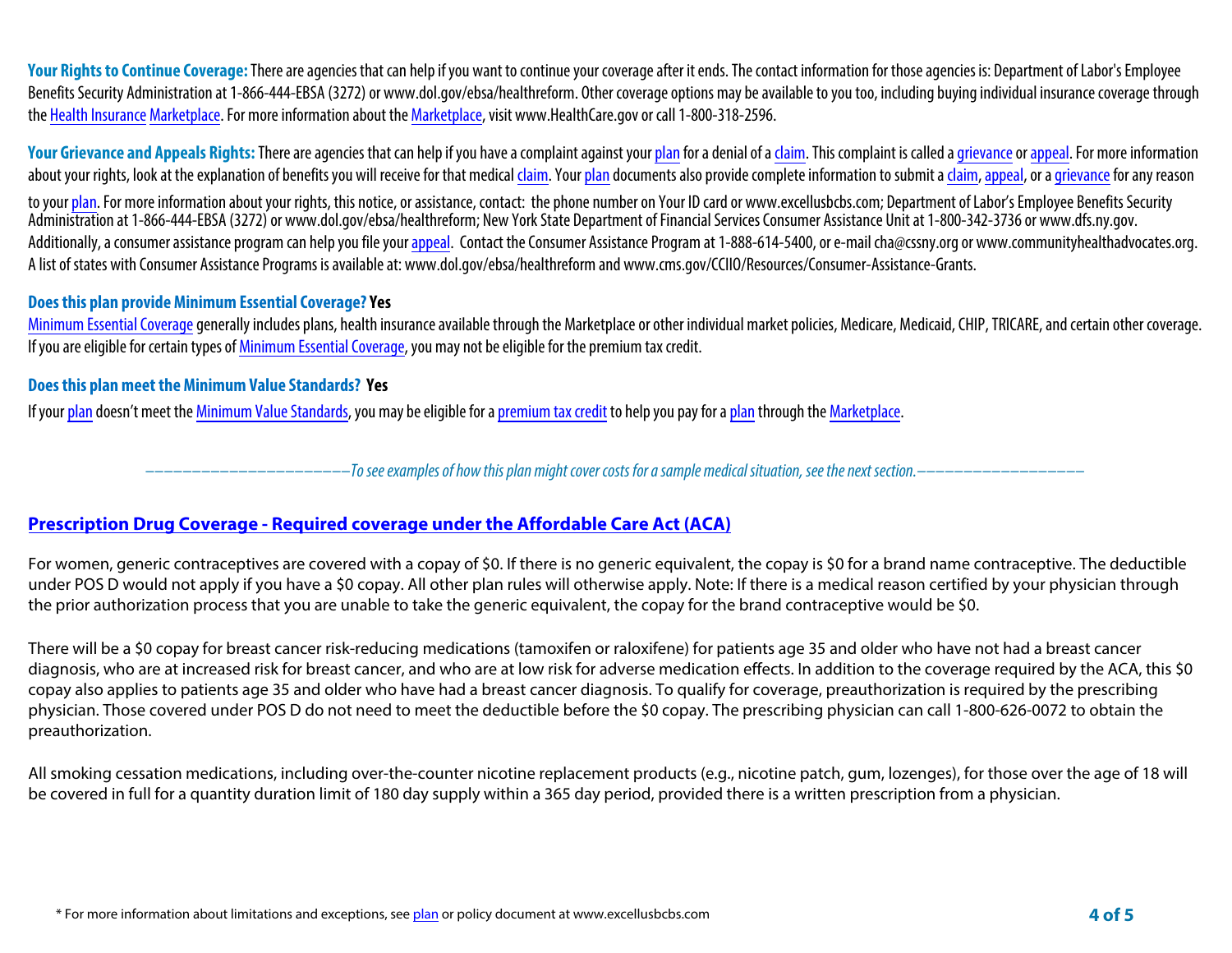**Your Rights to Continue Coverage:** There are agencies that can help if you want to continue your coverage after it ends. The contact information for those agencies is: Department of Labor's Employee Benefits Security Administration at 1-866-444-EBSA (3272) or www.dol.gov/ebsa/healthreform. Other coverage options may be available to you too, including buying individual insurance coverage through the Health Insurance Marketplace. For more information about the Marketplace, visit www.HealthCare.gov or call 1-800-318-2596.

**Your Grievance and Appeals Rights:** There are agencies that can help if you have a complaint against your plan for a denial of a claim. This complaint is called a grievance or appeal. For more information about your rights, look at the explanation of benefits you will receive for that medical claim. Your plan documents also provide complete information to submit a claim, appeal, or a grievance for any reason to your plan. For more information about your rights, this notice, or assistance, contact: the phone number on Your ID card or www.excellusbcbs.com; Department of Labor's Employee Benefits Security Administration at 1-866-444-EBSA (3272) or www.dol.gov/ebsa/healthreform; New York State Department of Financial Services Consumer Assistance Unit at 1-800-342-3736 or www.dfs.ny.gov. Additionally, a consumer assistance program can help you file your appeal. Contact the Consumer Assistance Program at 1-888-614-5400, or e-mail cha@cssny.org or www.communityhealthadvocates.org. A list of states with Consumer Assistance Programs is available at: www.dol.gov/ebsa/healthreform and www.cms.gov/CCIIO/Resources/Consumer-Assistance-Grants.

**Does this plan provide Minimum Essential Coverage? Yes**

Minimum Essential Coverage generally includes plans, health insurance available through the Marketplace or other individual market policies, Medicare, Medicaid, CHIP, TRICARE, and certain other coverage. If you are eligible for certain types of Minimum Essential Coverage, you may not be eligible for the premium tax credit.

**Does this plan meet the Minimum Value Standards? Yes**

If your plan doesn't meet the Minimum Value Standards, you may be eligible for a premium tax credit to help you pay for a plan through the Marketplace.

*––––––––––––––––––––To see examples of how this plan might cover costs for a sample medical situation, see the next section.––––––––––––––––––*

## Prescription Drug Coverage - Required coverage under the Affordable Care Act (ACA)

For women, generic contraceptives are covered with a copay of $0. If there is no generic equivalent, the copay is $0 for a brand name contraceptive. The deductible under POS D would not apply if you have a $0 copay. All other plan rules will otherwise apply. Note: If there is a medical reason certified by your physician through the prior authorization process that you are unable to take the generic equivalent, the copay for the brand contraceptive would be $0.

There will be a $0 copay for breast cancer risk-reducing medications (tamoxifen or raloxifene) for patients age 35 and older who have not had a breast cancer diagnosis, who are at increased risk for breast cancer, and who are at low risk for adverse medication effects. In addition to the coverage required by the ACA, this $0 copay also applies to patients age 35 and older who have had a breast cancer diagnosis. To qualify for coverage, preauthorization is required by the prescribing physician. Those covered under POS D do not need to meet the deductible before the $0 copay. The prescribing physician can call 1-800-626-0072 to obtain the preauthorization.

All smoking cessation medications, including over-the-counter nicotine replacement products (e.g., nicotine patch, gum, lozenges), for those over the age of 18 will be covered in full for a quantity duration limit of 180 day supply within a 365 day period, provided there is a written prescription from a physician.

* For more information about limitations and exceptions, see plan or policy document at www.excellusbcbs.com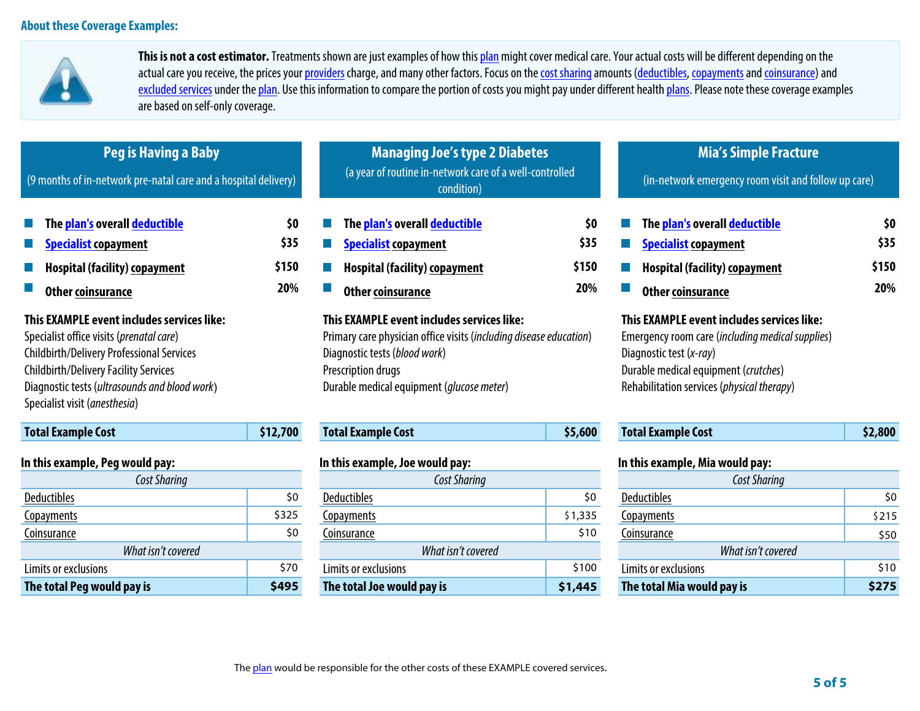## About these Coverage Examples:

**This is not a cost estimator.** Treatments shown are just examples of how this plan might cover medical care. Your actual costs will be different depending on the actual care you receive, the prices your providers charge, and many other factors. Focus on the cost sharing amounts (deductibles, copayments and coinsurance) and excluded services under the plan. Use this information to compare the portion of costs you might pay under different health plans. Please note these coverage examples are based on self-only coverage.

### Peg is Having a Baby

(9 months of in-network pre-natal care and a hospital delivery)

- **The plan's overall deductible** **$0**
- **Specialist copayment** **$35**
- **Hospital (facility) copayment** **$150**
- **Other coinsurance** **20%**

**This EXAMPLE event includes services like:**
Specialist office visits (*prenatal care*)
Childbirth/Delivery Professional Services
Childbirth/Delivery Facility Services
Diagnostic tests (*ultrasounds and blood work*)
Specialist visit (*anesthesia*)

| **Total Example Cost** | **$12,700** |
|---|---|

**In this example, Peg would pay:**

| *Cost Sharing* | |
|---|---|
| Deductibles | $0 |
| Copayments | $325 |
| Coinsurance | $0 |
| *What isn't covered* | |
| Limits or exclusions | $70 |
| **The total Peg would pay is** | **$495** |

### Managing Joe's type 2 Diabetes

(a year of routine in-network care of a well-controlled condition)

- **The plan's overall deductible** **$0**
- **Specialist copayment** **$35**
- **Hospital (facility) copayment** **$150**
- **Other coinsurance** **20%**

**This EXAMPLE event includes services like:**
Primary care physician office visits (*including disease education*)
Diagnostic tests (*blood work*)
Prescription drugs
Durable medical equipment (*glucose meter*)

| **Total Example Cost** | **$5,600** |
|---|---|

**In this example, Joe would pay:**

| *Cost Sharing* | |
|---|---|
| Deductibles | $0 |
| Copayments | $1,335 |
| Coinsurance | $10 |
| *What isn't covered* | |
| Limits or exclusions | $100 |
| **The total Joe would pay is** | **$1,445** |

### Mia's Simple Fracture

(in-network emergency room visit and follow up care)

- **The plan's overall deductible** **$0**
- **Specialist copayment** **$35**
- **Hospital (facility) copayment** **$150**
- **Other coinsurance** **20%**

**This EXAMPLE event includes services like:**
Emergency room care (*including medical supplies*)
Diagnostic test (*x-ray*)
Durable medical equipment (*crutches*)
Rehabilitation services (*physical therapy*)

| **Total Example Cost** | **$2,800** |
|---|---|

**In this example, Mia would pay:**

| *Cost Sharing* | |
|---|---|
| Deductibles | $0 |
| Copayments | $215 |
| Coinsurance | $50 |
| *What isn't covered* | |
| Limits or exclusions | $10 |
| **The total Mia would pay is** | **$275** |

The plan would be responsible for the other costs of these EXAMPLE covered services.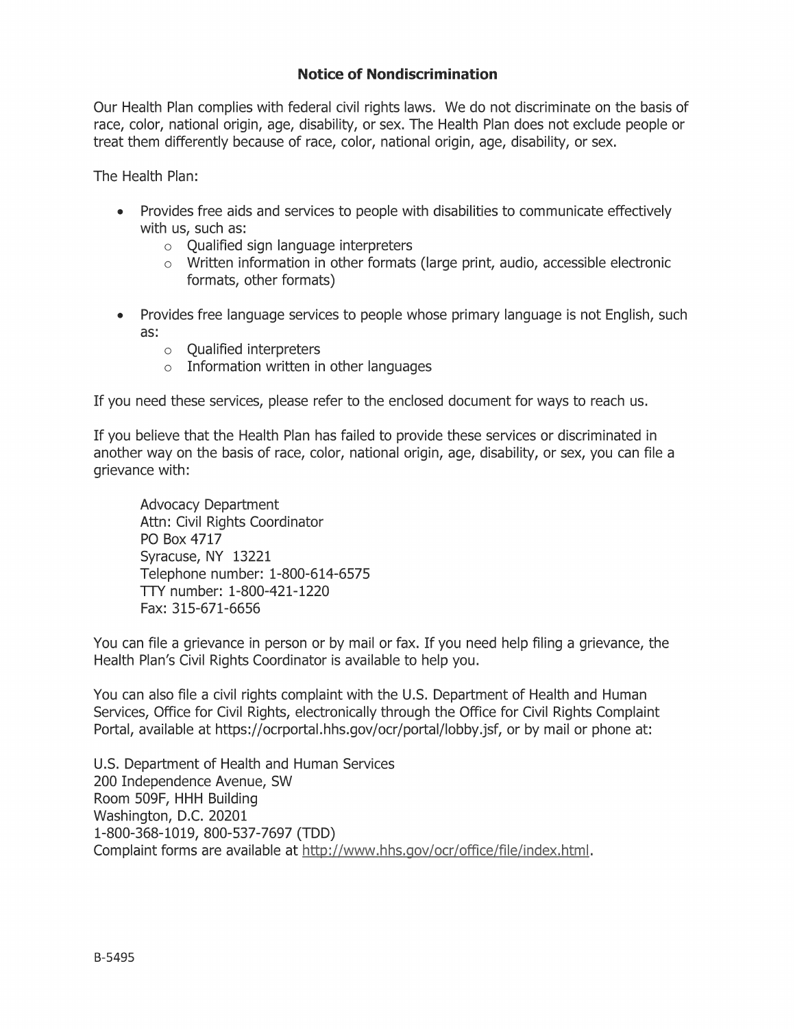# Notice of Nondiscrimination

Our Health Plan complies with federal civil rights laws. We do not discriminate on the basis of race, color, national origin, age, disability, or sex. The Health Plan does not exclude people or treat them differently because of race, color, national origin, age, disability, or sex.

The Health Plan:

- Provides free aids and services to people with disabilities to communicate effectively with us, such as:
  - Qualified sign language interpreters
  - Written information in other formats (large print, audio, accessible electronic formats, other formats)
- Provides free language services to people whose primary language is not English, such as:
  - Qualified interpreters
  - Information written in other languages

If you need these services, please refer to the enclosed document for ways to reach us.

If you believe that the Health Plan has failed to provide these services or discriminated in another way on the basis of race, color, national origin, age, disability, or sex, you can file a grievance with:

> Advocacy Department
> Attn: Civil Rights Coordinator
> PO Box 4717
> Syracuse, NY 13221
> Telephone number: 1-800-614-6575
> TTY number: 1-800-421-1220
> Fax: 315-671-6656

You can file a grievance in person or by mail or fax. If you need help filing a grievance, the Health Plan's Civil Rights Coordinator is available to help you.

You can also file a civil rights complaint with the U.S. Department of Health and Human Services, Office for Civil Rights, electronically through the Office for Civil Rights Complaint Portal, available at https://ocrportal.hhs.gov/ocr/portal/lobby.jsf, or by mail or phone at:

U.S. Department of Health and Human Services
200 Independence Avenue, SW
Room 509F, HHH Building
Washington, D.C. 20201
1-800-368-1019, 800-537-7697 (TDD)
Complaint forms are available at http://www.hhs.gov/ocr/office/file/index.html.

B-5495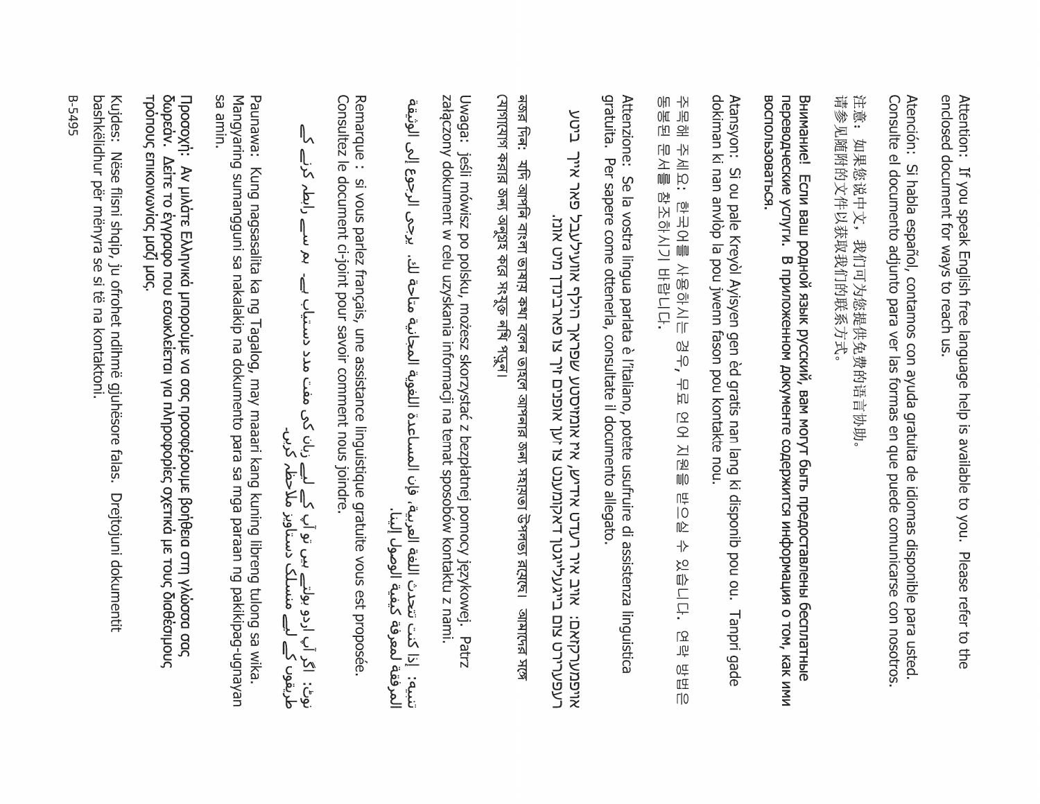Attention: If you speak English free language help is available to you. Please refer to the enclosed document for ways to reach us.

Atención: Si habla español, contamos con ayuda gratuita de idiomas disponible para usted. Consulte el documento adjunto para ver las formas en que puede comunicarse con nosotros.

注意：如果您说中文，我们可为您提供免费的语言协助。请参见随附的文件以获取我们的联系方式。

**Внимание! Если ваш родной язык русский, вам могут быть предоставлены бесплатные переводческие услуги. В приложенном документе содержится информация о том, как ими воспользоваться.**

Atansyon: Si ou pale Kreyòl Ayisyen gen èd gratis nan lang ki disponib pou ou. Tanpri gade dokiman ki nan anvlòp la pou jwenn fason pou kontakte nou.

주목해 주세요: 한국어를 사용하시는 경우, 무료 언어 지원을 받으실 수 있습니다. 연락 방법은 동봉된 문서를 참조하시기 바랍니다.

Attenzione: Se la vostra lingua parlata è l'italiano, potete usufruire di assistenza linguistica gratuita. Per sapere come ottenerla, consultate il documento allegato.

אויפמערקזאם: אויב איר רעדט אידיש, איז פאראן פאר אייך אומזיסטע שפראך הילף. ביטע רעפערירט צום בייגעלייגטן דאקומענט צו זען אופנים ווי איר קענט קאנטאקטירן אונז.

মনোযোগ দিন: যদি আপনি বাংলা ভাষায় কথা বলেন তাহলে আপনার জন্য বিনামূল্যে ভাষা সহায়তা উপলব্ধ রয়েছে। আমাদের সাথে যোগাযোগ করার জন্য অনুগ্রহ করে সংযুক্ত নথি দেখুন।

Uwaga: jeśli mówisz po polsku, możesz skorzystać z bezpłatnej pomocy językowej. Patrz załączony dokument w celu uzyskania informacji na temat sposobów kontaktu z nami.

تنبيه: إذا كنت تتحدث اللغة العربية، فإن المساعدة اللغوية المجانية متاحة لك. يرجى الرجوع إلى الوثيقة المرفقة لمعرفة كيفية الوصول إلينا.

Remarque : si vous parlez français, une assistance linguistique gratuite vous est proposée. Consultez le document ci-joint pour savoir comment nous joindre.

نوٹ: اگر آپ اردو بولتے ہیں تو آپ کے لیے زبان کی مفت مدد دستیاب ہے۔ ہم سے رابطہ کرنے کے طریقوں کے لیے منسلک دستاویز ملاحظہ کریں۔

Paunawa: Kung nagsasalita ka ng Tagalog, may maaari kang kuning libreng tulong sa wika. Mangyaring sumangguni sa nakalakip na dokumento para sa mga paraan ng pakikipag-ugnayan sa amin.

**Προσοχή: Αν μιλάτε Ελληνικά μπορούμε να σας προσφέρουμε βοήθεια στη γλώσσα σας δωρεάν. Δείτε το έγγραφο που εσωκλείεται για πληροφορίες σχετικά με τους διαθέσιμους τρόπους επικοινωνίας μαζί μας.**

Kujdes: Nëse flisni shqip, ju ofrohet ndihmë gjuhësore falas. Drejtojuni dokumentit bashkëlidhur për mënyra se si të na kontaktoni.

B-5495